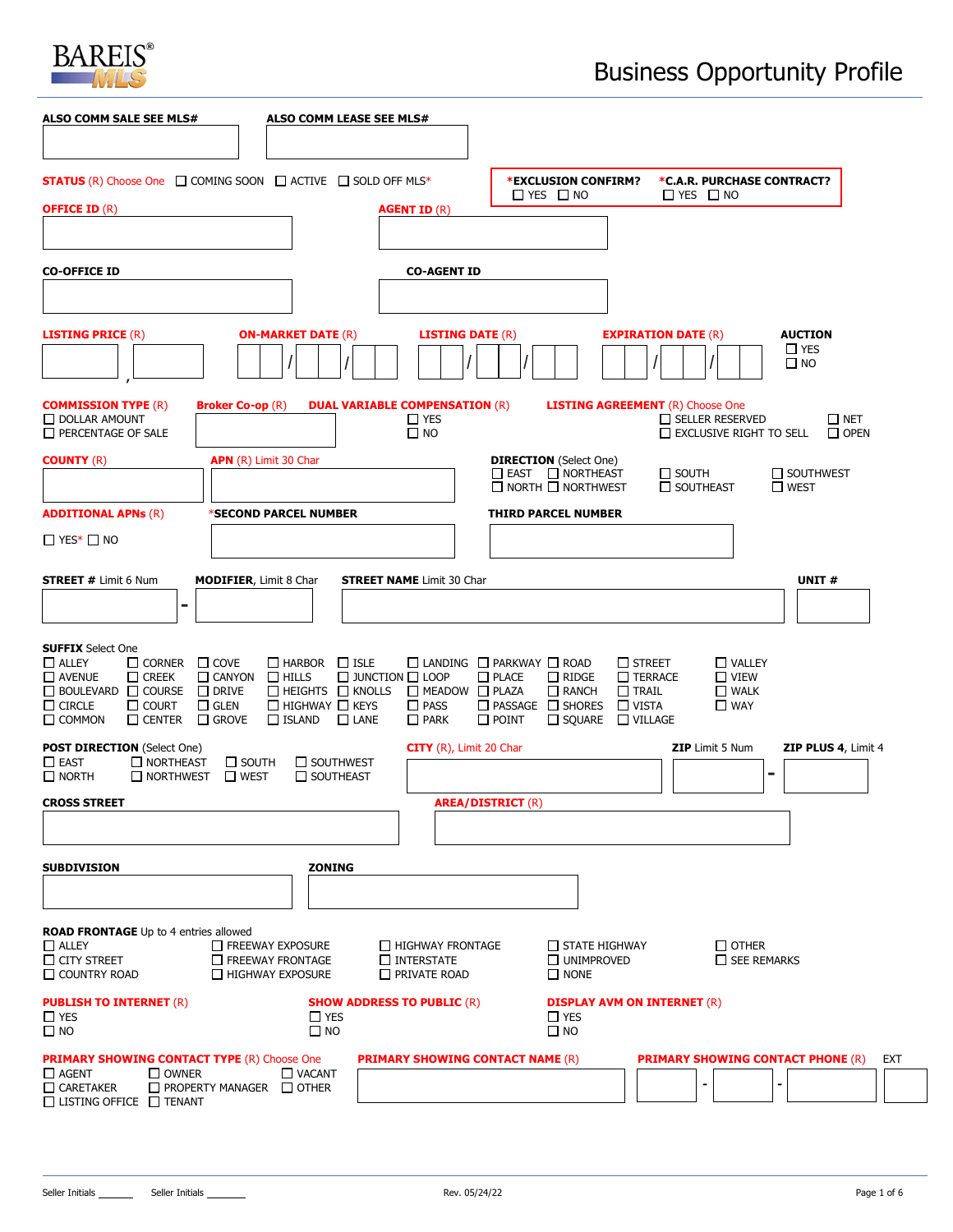BAREIS® MLS

# Business Opportunity Profile

**ALSO COMM SALE SEE MLS#**

**ALSO COMM LEASE SEE MLS#**

**STATUS** (R) Choose One ☐ COMING SOON ☐ ACTIVE ☐ SOLD OFF MLS*

***EXCLUSION CONFIRM?** ☐ YES ☐ NO

***C.A.R. PURCHASE CONTRACT?** ☐ YES ☐ NO

**OFFICE ID** (R)

**AGENT ID** (R)

**CO-OFFICE ID**

**CO-AGENT ID**

**LISTING PRICE** (R) ______ , ______

**ON-MARKET DATE** (R) __/__/__

**LISTING DATE** (R) __/__/__

**EXPIRATION DATE** (R) __/__/__

**AUCTION**
☐ YES
☐ NO

**COMMISSION TYPE** (R)
☐ DOLLAR AMOUNT
☐ PERCENTAGE OF SALE

**Broker Co-op** (R)

**DUAL VARIABLE COMPENSATION** (R)
☐ YES
☐ NO

**LISTING AGREEMENT** (R) Choose One
☐ SELLER RESERVED ☐ NET
☐ EXCLUSIVE RIGHT TO SELL ☐ OPEN

**COUNTY** (R)

**APN** (R) Limit 30 Char

**DIRECTION** (Select One)
☐ EAST ☐ NORTHEAST ☐ SOUTH ☐ SOUTHWEST
☐ NORTH ☐ NORTHWEST ☐ SOUTHEAST ☐ WEST

**ADDITIONAL APNs** (R)
☐ YES* ☐ NO

***SECOND PARCEL NUMBER**

**THIRD PARCEL NUMBER**

**STREET #** Limit 6 Num ______ - **MODIFIER**, Limit 8 Char

**STREET NAME** Limit 30 Char

**UNIT #**

**SUFFIX** Select One

| | | | | | | | | | |
|---|---|---|---|---|---|---|---|---|---|
| ☐ ALLEY | ☐ CORNER | ☐ COVE | ☐ HARBOR | ☐ ISLE | ☐ LANDING | ☐ PARKWAY | ☐ ROAD | ☐ STREET | ☐ VALLEY |
| ☐ AVENUE | ☐ CREEK | ☐ CANYON | ☐ HILLS | ☐ JUNCTION | ☐ LOOP | ☐ PLACE | ☐ RIDGE | ☐ TERRACE | ☐ VIEW |
| ☐ BOULEVARD | ☐ COURSE | ☐ DRIVE | ☐ HEIGHTS | ☐ KNOLLS | ☐ MEADOW | ☐ PLAZA | ☐ RANCH | ☐ TRAIL | ☐ WALK |
| ☐ CIRCLE | ☐ COURT | ☐ GLEN | ☐ HIGHWAY | ☐ KEYS | ☐ PASS | ☐ PASSAGE | ☐ SHORES | ☐ VISTA | ☐ WAY |
| ☐ COMMON | ☐ CENTER | ☐ GROVE | ☐ ISLAND | ☐ LANE | ☐ PARK | ☐ POINT | ☐ SQUARE | ☐ VILLAGE | |

**POST DIRECTION** (Select One)
☐ EAST ☐ NORTHEAST ☐ SOUTH ☐ SOUTHWEST
☐ NORTH ☐ NORTHWEST ☐ WEST ☐ SOUTHEAST

**CITY** (R), Limit 20 Char

**ZIP** Limit 5 Num ______ - **ZIP PLUS 4**, Limit 4

**CROSS STREET**

**AREA/DISTRICT** (R)

**SUBDIVISION**

**ZONING**

**ROAD FRONTAGE** Up to 4 entries allowed

| | | | | |
|---|---|---|---|---|
| ☐ ALLEY | ☐ FREEWAY EXPOSURE | ☐ HIGHWAY FRONTAGE | ☐ STATE HIGHWAY | ☐ OTHER |
| ☐ CITY STREET | ☐ FREEWAY FRONTAGE | ☐ INTERSTATE | ☐ UNIMPROVED | ☐ SEE REMARKS |
| ☐ COUNTRY ROAD | ☐ HIGHWAY EXPOSURE | ☐ PRIVATE ROAD | ☐ NONE | |

**PUBLISH TO INTERNET** (R)
☐ YES
☐ NO

**SHOW ADDRESS TO PUBLIC** (R)
☐ YES
☐ NO

**DISPLAY AVM ON INTERNET** (R)
☐ YES
☐ NO

**PRIMARY SHOWING CONTACT TYPE** (R) Choose One
☐ AGENT ☐ OWNER ☐ VACANT
☐ CARETAKER ☐ PROPERTY MANAGER ☐ OTHER
☐ LISTING OFFICE ☐ TENANT

**PRIMARY SHOWING CONTACT NAME** (R)

**PRIMARY SHOWING CONTACT PHONE** (R) ______ - ______ - ______ EXT ______

Seller Initials ______ Seller Initials ______ Rev. 05/24/22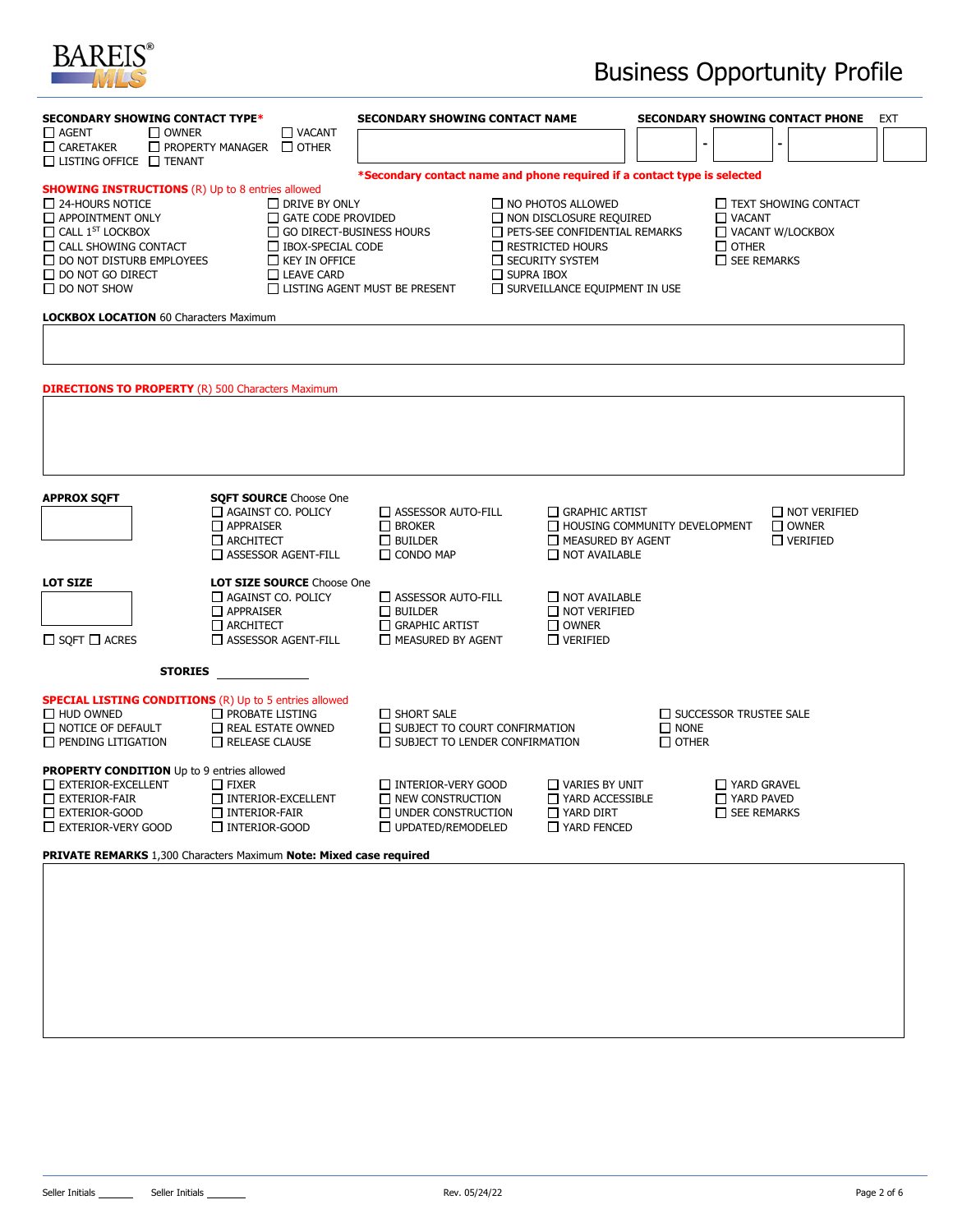# Business Opportunity Profile

**SECONDARY SHOWING CONTACT TYPE***

- ☐ AGENT
- ☐ OWNER
- ☐ VACANT
- ☐ CARETAKER
- ☐ PROPERTY MANAGER
- ☐ OTHER
- ☐ LISTING OFFICE
- ☐ TENANT

**SECONDARY SHOWING CONTACT NAME** ______________________

**SECONDARY SHOWING CONTACT PHONE** ______ - ______ - ______ EXT ______

***Secondary contact name and phone required if a contact type is selected**

**SHOWING INSTRUCTIONS** (R) Up to 8 entries allowed

- ☐ 24-HOURS NOTICE
- ☐ APPOINTMENT ONLY
- ☐ CALL 1ST LOCKBOX
- ☐ CALL SHOWING CONTACT
- ☐ DO NOT DISTURB EMPLOYEES
- ☐ DO NOT GO DIRECT
- ☐ DO NOT SHOW
- ☐ DRIVE BY ONLY
- ☐ GATE CODE PROVIDED
- ☐ GO DIRECT-BUSINESS HOURS
- ☐ IBOX-SPECIAL CODE
- ☐ KEY IN OFFICE
- ☐ LEAVE CARD
- ☐ LISTING AGENT MUST BE PRESENT
- ☐ NO PHOTOS ALLOWED
- ☐ NON DISCLOSURE REQUIRED
- ☐ PETS-SEE CONFIDENTIAL REMARKS
- ☐ RESTRICTED HOURS
- ☐ SECURITY SYSTEM
- ☐ SUPRA IBOX
- ☐ SURVEILLANCE EQUIPMENT IN USE
- ☐ TEXT SHOWING CONTACT
- ☐ VACANT
- ☐ VACANT W/LOCKBOX
- ☐ OTHER
- ☐ SEE REMARKS

**LOCKBOX LOCATION** 60 Characters Maximum

______________________

**DIRECTIONS TO PROPERTY** (R) 500 Characters Maximum

______________________

**APPROX SQFT** ______

**SQFT SOURCE** Choose One

- ☐ AGAINST CO. POLICY
- ☐ APPRAISER
- ☐ ARCHITECT
- ☐ ASSESSOR AGENT-FILL
- ☐ ASSESSOR AUTO-FILL
- ☐ BROKER
- ☐ BUILDER
- ☐ CONDO MAP
- ☐ GRAPHIC ARTIST
- ☐ HOUSING COMMUNITY DEVELOPMENT
- ☐ MEASURED BY AGENT
- ☐ NOT AVAILABLE
- ☐ NOT VERIFIED
- ☐ OWNER
- ☐ VERIFIED

**LOT SIZE** ______

☐ SQFT ☐ ACRES

**LOT SIZE SOURCE** Choose One

- ☐ AGAINST CO. POLICY
- ☐ APPRAISER
- ☐ ARCHITECT
- ☐ ASSESSOR AGENT-FILL
- ☐ ASSESSOR AUTO-FILL
- ☐ BUILDER
- ☐ GRAPHIC ARTIST
- ☐ MEASURED BY AGENT
- ☐ NOT AVAILABLE
- ☐ NOT VERIFIED
- ☐ OWNER
- ☐ VERIFIED

**STORIES** ______

**SPECIAL LISTING CONDITIONS** (R) Up to 5 entries allowed

- ☐ HUD OWNED
- ☐ NOTICE OF DEFAULT
- ☐ PENDING LITIGATION
- ☐ PROBATE LISTING
- ☐ REAL ESTATE OWNED
- ☐ RELEASE CLAUSE
- ☐ SHORT SALE
- ☐ SUBJECT TO COURT CONFIRMATION
- ☐ SUBJECT TO LENDER CONFIRMATION
- ☐ SUCCESSOR TRUSTEE SALE
- ☐ NONE
- ☐ OTHER

**PROPERTY CONDITION** Up to 9 entries allowed

- ☐ EXTERIOR-EXCELLENT
- ☐ EXTERIOR-FAIR
- ☐ EXTERIOR-GOOD
- ☐ EXTERIOR-VERY GOOD
- ☐ FIXER
- ☐ INTERIOR-EXCELLENT
- ☐ INTERIOR-FAIR
- ☐ INTERIOR-GOOD
- ☐ INTERIOR-VERY GOOD
- ☐ NEW CONSTRUCTION
- ☐ UNDER CONSTRUCTION
- ☐ UPDATED/REMODELED
- ☐ VARIES BY UNIT
- ☐ YARD ACCESSIBLE
- ☐ YARD DIRT
- ☐ YARD FENCED
- ☐ YARD GRAVEL
- ☐ YARD PAVED
- ☐ SEE REMARKS

**PRIVATE REMARKS** 1,300 Characters Maximum **Note: Mixed case required**

______________________

Seller Initials ______ Seller Initials ______

Rev. 05/24/22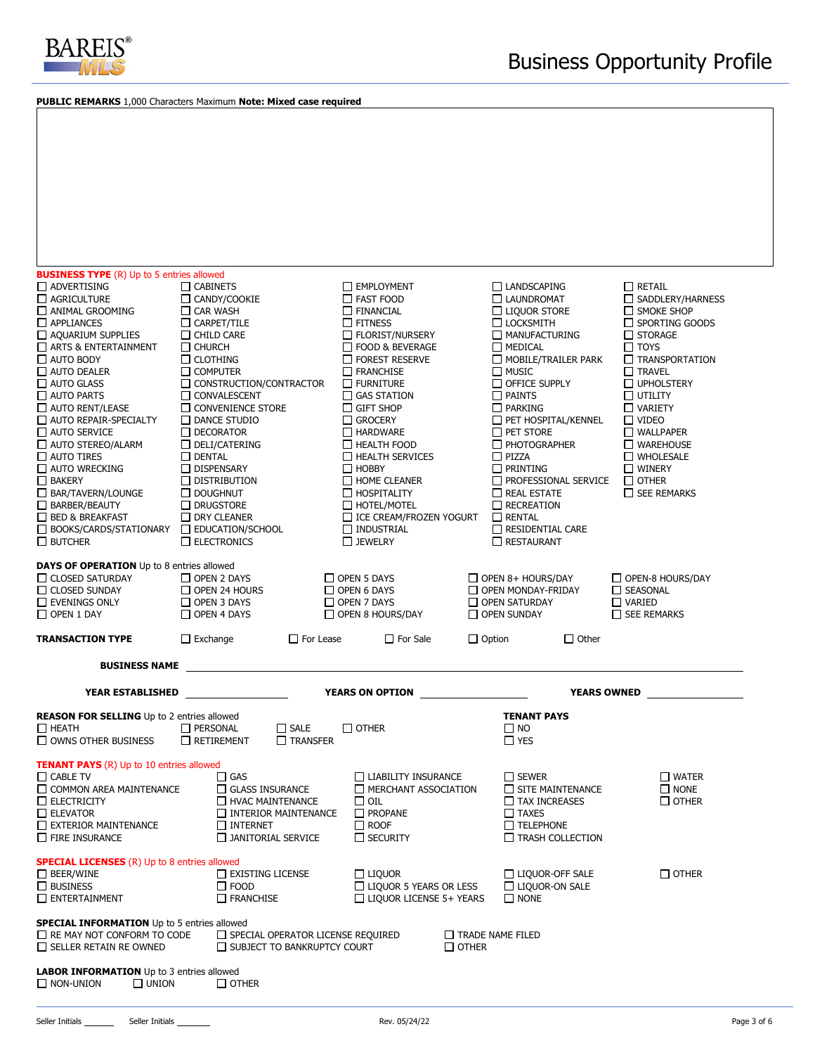# Business Opportunity Profile

**PUBLIC REMARKS** 1,000 Characters Maximum **Note: Mixed case required**

&nbsp;

**BUSINESS TYPE** (R) Up to 5 entries allowed

- ☐ ADVERTISING
- ☐ AGRICULTURE
- ☐ ANIMAL GROOMING
- ☐ APPLIANCES
- ☐ AQUARIUM SUPPLIES
- ☐ ARTS & ENTERTAINMENT
- ☐ AUTO BODY
- ☐ AUTO DEALER
- ☐ AUTO GLASS
- ☐ AUTO PARTS
- ☐ AUTO RENT/LEASE
- ☐ AUTO REPAIR-SPECIALTY
- ☐ AUTO SERVICE
- ☐ AUTO STEREO/ALARM
- ☐ AUTO TIRES
- ☐ AUTO WRECKING
- ☐ BAKERY
- ☐ BAR/TAVERN/LOUNGE
- ☐ BARBER/BEAUTY
- ☐ BED & BREAKFAST
- ☐ BOOKS/CARDS/STATIONARY
- ☐ BUTCHER
- ☐ CABINETS
- ☐ CANDY/COOKIE
- ☐ CAR WASH
- ☐ CARPET/TILE
- ☐ CHILD CARE
- ☐ CHURCH
- ☐ CLOTHING
- ☐ COMPUTER
- ☐ CONSTRUCTION/CONTRACTOR
- ☐ CONVALESCENT
- ☐ CONVENIENCE STORE
- ☐ DANCE STUDIO
- ☐ DECORATOR
- ☐ DELI/CATERING
- ☐ DENTAL
- ☐ DISPENSARY
- ☐ DISTRIBUTION
- ☐ DOUGHNUT
- ☐ DRUGSTORE
- ☐ DRY CLEANER
- ☐ EDUCATION/SCHOOL
- ☐ ELECTRONICS
- ☐ EMPLOYMENT
- ☐ FAST FOOD
- ☐ FINANCIAL
- ☐ FITNESS
- ☐ FLORIST/NURSERY
- ☐ FOOD & BEVERAGE
- ☐ FOREST RESERVE
- ☐ FRANCHISE
- ☐ FURNITURE
- ☐ GAS STATION
- ☐ GIFT SHOP
- ☐ GROCERY
- ☐ HARDWARE
- ☐ HEALTH FOOD
- ☐ HEALTH SERVICES
- ☐ HOBBY
- ☐ HOME CLEANER
- ☐ HOSPITALITY
- ☐ HOTEL/MOTEL
- ☐ ICE CREAM/FROZEN YOGURT
- ☐ INDUSTRIAL
- ☐ JEWELRY
- ☐ LANDSCAPING
- ☐ LAUNDROMAT
- ☐ LIQUOR STORE
- ☐ LOCKSMITH
- ☐ MANUFACTURING
- ☐ MEDICAL
- ☐ MOBILE/TRAILER PARK
- ☐ MUSIC
- ☐ OFFICE SUPPLY
- ☐ PAINTS
- ☐ PARKING
- ☐ PET HOSPITAL/KENNEL
- ☐ PET STORE
- ☐ PHOTOGRAPHER
- ☐ PIZZA
- ☐ PRINTING
- ☐ PROFESSIONAL SERVICE
- ☐ REAL ESTATE
- ☐ RECREATION
- ☐ RENTAL
- ☐ RESIDENTIAL CARE
- ☐ RESTAURANT
- ☐ RETAIL
- ☐ SADDLERY/HARNESS
- ☐ SMOKE SHOP
- ☐ SPORTING GOODS
- ☐ STORAGE
- ☐ TOYS
- ☐ TRANSPORTATION
- ☐ TRAVEL
- ☐ UPHOLSTERY
- ☐ UTILITY
- ☐ VARIETY
- ☐ VIDEO
- ☐ WALLPAPER
- ☐ WAREHOUSE
- ☐ WHOLESALE
- ☐ WINERY
- ☐ OTHER
- ☐ SEE REMARKS

**DAYS OF OPERATION** Up to 8 entries allowed

- ☐ CLOSED SATURDAY
- ☐ CLOSED SUNDAY
- ☐ EVENINGS ONLY
- ☐ OPEN 1 DAY
- ☐ OPEN 2 DAYS
- ☐ OPEN 24 HOURS
- ☐ OPEN 3 DAYS
- ☐ OPEN 4 DAYS
- ☐ OPEN 5 DAYS
- ☐ OPEN 6 DAYS
- ☐ OPEN 7 DAYS
- ☐ OPEN 8 HOURS/DAY
- ☐ OPEN 8+ HOURS/DAY
- ☐ OPEN MONDAY-FRIDAY
- ☐ OPEN SATURDAY
- ☐ OPEN SUNDAY
- ☐ OPEN-8 HOURS/DAY
- ☐ SEASONAL
- ☐ VARIED
- ☐ SEE REMARKS

**TRANSACTION TYPE** ☐ Exchange ☐ For Lease ☐ For Sale ☐ Option ☐ Other

**BUSINESS NAME** ______________________________

**YEAR ESTABLISHED** ____________ **YEARS ON OPTION** ____________ **YEARS OWNED** ____________

**REASON FOR SELLING** Up to 2 entries allowed

- ☐ HEATH
- ☐ OWNS OTHER BUSINESS
- ☐ PERSONAL
- ☐ RETIREMENT
- ☐ SALE
- ☐ TRANSFER
- ☐ OTHER

**TENANT PAYS**

- ☐ NO
- ☐ YES

**TENANT PAYS** (R) Up to 10 entries allowed

- ☐ CABLE TV
- ☐ COMMON AREA MAINTENANCE
- ☐ ELECTRICITY
- ☐ ELEVATOR
- ☐ EXTERIOR MAINTENANCE
- ☐ FIRE INSURANCE
- ☐ GAS
- ☐ GLASS INSURANCE
- ☐ HVAC MAINTENANCE
- ☐ INTERIOR MAINTENANCE
- ☐ INTERNET
- ☐ JANITORIAL SERVICE
- ☐ LIABILITY INSURANCE
- ☐ MERCHANT ASSOCIATION
- ☐ OIL
- ☐ PROPANE
- ☐ ROOF
- ☐ SECURITY
- ☐ SEWER
- ☐ SITE MAINTENANCE
- ☐ TAX INCREASES
- ☐ TAXES
- ☐ TELEPHONE
- ☐ TRASH COLLECTION
- ☐ WATER
- ☐ NONE
- ☐ OTHER

**SPECIAL LICENSES** (R) Up to 8 entries allowed

- ☐ BEER/WINE
- ☐ BUSINESS
- ☐ ENTERTAINMENT
- ☐ EXISTING LICENSE
- ☐ FOOD
- ☐ FRANCHISE
- ☐ LIQUOR
- ☐ LIQUOR 5 YEARS OR LESS
- ☐ LIQUOR LICENSE 5+ YEARS
- ☐ LIQUOR-OFF SALE
- ☐ LIQUOR-ON SALE
- ☐ NONE
- ☐ OTHER

**SPECIAL INFORMATION** Up to 5 entries allowed

- ☐ RE MAY NOT CONFORM TO CODE
- ☐ SELLER RETAIN RE OWNED
- ☐ SPECIAL OPERATOR LICENSE REQUIRED
- ☐ SUBJECT TO BANKRUPTCY COURT
- ☐ TRADE NAME FILED
- ☐ OTHER

**LABOR INFORMATION** Up to 3 entries allowed

- ☐ NON-UNION
- ☐ UNION
- ☐ OTHER

Seller Initials ______ Seller Initials ______

Rev. 05/24/22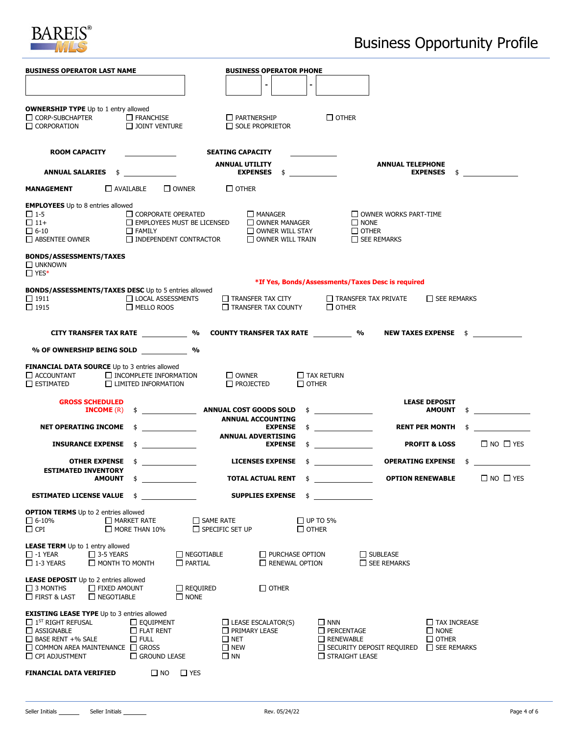BAREIS® MLS

# Business Opportunity Profile

**BUSINESS OPERATOR LAST NAME** ____________________

**BUSINESS OPERATOR PHONE** ______ - ______ - ______

**OWNERSHIP TYPE** Up to 1 entry allowed
- ☐ CORP-SUBCHAPTER
- ☐ CORPORATION
- ☐ FRANCHISE
- ☐ JOINT VENTURE
- ☐ PARTNERSHIP
- ☐ SOLE PROPRIETOR
- ☐ OTHER

**ROOM CAPACITY** ____________

**SEATING CAPACITY** ____________

**ANNUAL SALARIES** $ ____________

**ANNUAL UTILITY EXPENSES** $ ____________

**ANNUAL TELEPHONE EXPENSES** $ ____________

**MANAGEMENT** ☐ AVAILABLE ☐ OWNER ☐ OTHER

**EMPLOYEES** Up to 8 entries allowed
- ☐ 1-5
- ☐ 11+
- ☐ 6-10
- ☐ ABSENTEE OWNER
- ☐ CORPORATE OPERATED
- ☐ EMPLOYEES MUST BE LICENSED
- ☐ FAMILY
- ☐ INDEPENDENT CONTRACTOR
- ☐ MANAGER
- ☐ OWNER MANAGER
- ☐ OWNER WILL STAY
- ☐ OWNER WILL TRAIN
- ☐ OWNER WORKS PART-TIME
- ☐ NONE
- ☐ OTHER
- ☐ SEE REMARKS

**BONDS/ASSESSMENTS/TAXES**
- ☐ UNKNOWN
- ☐ YES*

***If Yes, Bonds/Assessments/Taxes Desc is required**

**BONDS/ASSESSMENTS/TAXES DESC** Up to 5 entries allowed
- ☐ 1911
- ☐ 1915
- ☐ LOCAL ASSESSMENTS
- ☐ MELLO ROOS
- ☐ TRANSFER TAX CITY
- ☐ TRANSFER TAX COUNTY
- ☐ TRANSFER TAX PRIVATE
- ☐ OTHER
- ☐ SEE REMARKS

**CITY TRANSFER TAX RATE** ____________ %

**COUNTY TRANSFER TAX RATE** ____________ %

**NEW TAXES EXPENSE** $ ____________

**% OF OWNERSHIP BEING SOLD** ____________ %

**FINANCIAL DATA SOURCE** Up to 3 entries allowed
- ☐ ACCOUNTANT
- ☐ ESTIMATED
- ☐ INCOMPLETE INFORMATION
- ☐ LIMITED INFORMATION
- ☐ OWNER
- ☐ PROJECTED
- ☐ TAX RETURN
- ☐ OTHER

**GROSS SCHEDULED INCOME (R)** $ ____________

**ANNUAL COST GOODS SOLD** $ ____________

**LEASE DEPOSIT AMOUNT** $ ____________

**NET OPERATING INCOME** $ ____________

**ANNUAL ACCOUNTING EXPENSE** $ ____________

**RENT PER MONTH** $ ____________

**INSURANCE EXPENSE** $ ____________

**ANNUAL ADVERTISING EXPENSE** $ ____________

**PROFIT & LOSS** ☐ NO ☐ YES

**OTHER EXPENSE** $ ____________

**LICENSES EXPENSE** $ ____________

**OPERATING EXPENSE** $ ____________

**ESTIMATED INVENTORY AMOUNT** $ ____________

**TOTAL ACTUAL RENT** $ ____________

**OPTION RENEWABLE** ☐ NO ☐ YES

**ESTIMATED LICENSE VALUE** $ ____________

**SUPPLIES EXPENSE** $ ____________

**OPTION TERMS** Up to 2 entries allowed
- ☐ 6-10%
- ☐ CPI
- ☐ MARKET RATE
- ☐ MORE THAN 10%
- ☐ SAME RATE
- ☐ SPECIFIC SET UP
- ☐ UP TO 5%
- ☐ OTHER

**LEASE TERM** Up to 1 entry allowed
- ☐ -1 YEAR
- ☐ 1-3 YEARS
- ☐ 3-5 YEARS
- ☐ MONTH TO MONTH
- ☐ NEGOTIABLE
- ☐ PARTIAL
- ☐ PURCHASE OPTION
- ☐ RENEWAL OPTION
- ☐ SUBLEASE
- ☐ SEE REMARKS

**LEASE DEPOSIT** Up to 2 entries allowed
- ☐ 3 MONTHS
- ☐ FIRST & LAST
- ☐ FIXED AMOUNT
- ☐ NEGOTIABLE
- ☐ REQUIRED
- ☐ NONE
- ☐ OTHER

**EXISTING LEASE TYPE** Up to 3 entries allowed
- ☐ 1ST RIGHT REFUSAL
- ☐ ASSIGNABLE
- ☐ BASE RENT +% SALE
- ☐ COMMON AREA MAINTENANCE
- ☐ CPI ADJUSTMENT
- ☐ EQUIPMENT
- ☐ FLAT RENT
- ☐ FULL
- ☐ GROSS
- ☐ GROUND LEASE
- ☐ LEASE ESCALATOR(S)
- ☐ PRIMARY LEASE
- ☐ NET
- ☐ NEW
- ☐ NN
- ☐ NNN
- ☐ PERCENTAGE
- ☐ RENEWABLE
- ☐ SECURITY DEPOSIT REQUIRED
- ☐ STRAIGHT LEASE
- ☐ TAX INCREASE
- ☐ NONE
- ☐ OTHER
- ☐ SEE REMARKS

**FINANCIAL DATA VERIFIED** ☐ NO ☐ YES

Seller Initials ______ Seller Initials ______

Rev. 05/24/22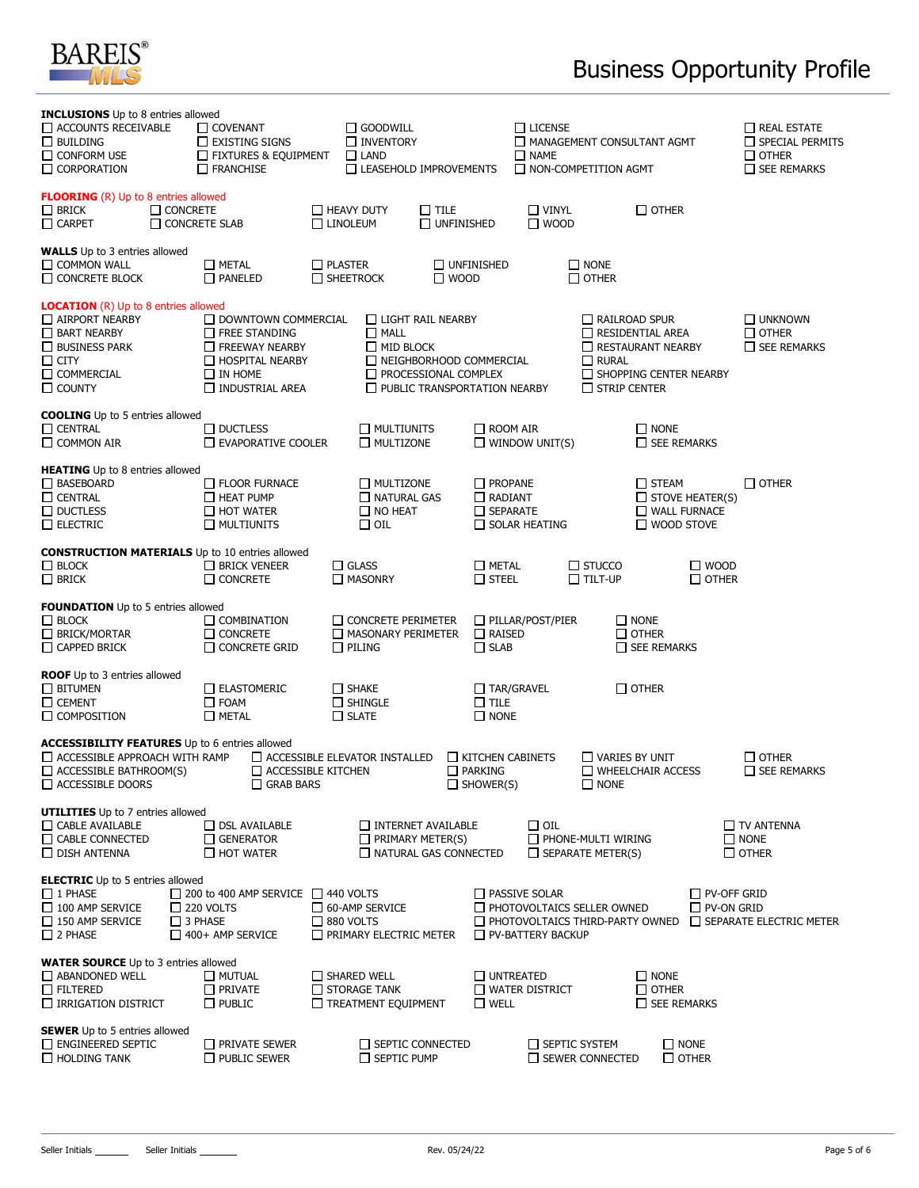BAREIS® MLS

# Business Opportunity Profile

**INCLUSIONS** Up to 8 entries allowed

- ☐ ACCOUNTS RECEIVABLE
- ☐ BUILDING
- ☐ CONFORM USE
- ☐ CORPORATION
- ☐ COVENANT
- ☐ EXISTING SIGNS
- ☐ FIXTURES & EQUIPMENT
- ☐ FRANCHISE
- ☐ GOODWILL
- ☐ INVENTORY
- ☐ LAND
- ☐ LEASEHOLD IMPROVEMENTS
- ☐ LICENSE
- ☐ MANAGEMENT CONSULTANT AGMT
- ☐ NAME
- ☐ NON-COMPETITION AGMT
- ☐ REAL ESTATE
- ☐ SPECIAL PERMITS
- ☐ OTHER
- ☐ SEE REMARKS

**FLOORING** (R) Up to 8 entries allowed

- ☐ BRICK
- ☐ CARPET
- ☐ CONCRETE
- ☐ CONCRETE SLAB
- ☐ HEAVY DUTY
- ☐ LINOLEUM
- ☐ TILE
- ☐ UNFINISHED
- ☐ VINYL
- ☐ WOOD
- ☐ OTHER

**WALLS** Up to 3 entries allowed

- ☐ COMMON WALL
- ☐ CONCRETE BLOCK
- ☐ METAL
- ☐ PANELED
- ☐ PLASTER
- ☐ SHEETROCK
- ☐ UNFINISHED
- ☐ WOOD
- ☐ NONE
- ☐ OTHER

**LOCATION** (R) Up to 8 entries allowed

- ☐ AIRPORT NEARBY
- ☐ BART NEARBY
- ☐ BUSINESS PARK
- ☐ CITY
- ☐ COMMERCIAL
- ☐ COUNTY
- ☐ DOWNTOWN COMMERCIAL
- ☐ FREE STANDING
- ☐ FREEWAY NEARBY
- ☐ HOSPITAL NEARBY
- ☐ IN HOME
- ☐ INDUSTRIAL AREA
- ☐ LIGHT RAIL NEARBY
- ☐ MALL
- ☐ MID BLOCK
- ☐ NEIGHBORHOOD COMMERCIAL
- ☐ PROCESSIONAL COMPLEX
- ☐ PUBLIC TRANSPORTATION NEARBY
- ☐ RAILROAD SPUR
- ☐ RESIDENTIAL AREA
- ☐ RESTAURANT NEARBY
- ☐ RURAL
- ☐ SHOPPING CENTER NEARBY
- ☐ STRIP CENTER
- ☐ UNKNOWN
- ☐ OTHER
- ☐ SEE REMARKS

**COOLING** Up to 5 entries allowed

- ☐ CENTRAL
- ☐ COMMON AIR
- ☐ DUCTLESS
- ☐ EVAPORATIVE COOLER
- ☐ MULTIUNITS
- ☐ MULTIZONE
- ☐ ROOM AIR
- ☐ WINDOW UNIT(S)
- ☐ NONE
- ☐ SEE REMARKS

**HEATING** Up to 8 entries allowed

- ☐ BASEBOARD
- ☐ CENTRAL
- ☐ DUCTLESS
- ☐ ELECTRIC
- ☐ FLOOR FURNACE
- ☐ HEAT PUMP
- ☐ HOT WATER
- ☐ MULTIUNITS
- ☐ MULTIZONE
- ☐ NATURAL GAS
- ☐ NO HEAT
- ☐ OIL
- ☐ PROPANE
- ☐ RADIANT
- ☐ SEPARATE
- ☐ SOLAR HEATING
- ☐ STEAM
- ☐ STOVE HEATER(S)
- ☐ WALL FURNACE
- ☐ WOOD STOVE
- ☐ OTHER

**CONSTRUCTION MATERIALS** Up to 10 entries allowed

- ☐ BLOCK
- ☐ BRICK
- ☐ BRICK VENEER
- ☐ CONCRETE
- ☐ GLASS
- ☐ MASONRY
- ☐ METAL
- ☐ STEEL
- ☐ STUCCO
- ☐ TILT-UP
- ☐ WOOD
- ☐ OTHER

**FOUNDATION** Up to 5 entries allowed

- ☐ BLOCK
- ☐ BRICK/MORTAR
- ☐ CAPPED BRICK
- ☐ COMBINATION
- ☐ CONCRETE
- ☐ CONCRETE GRID
- ☐ CONCRETE PERIMETER
- ☐ MASONARY PERIMETER
- ☐ PILING
- ☐ PILLAR/POST/PIER
- ☐ RAISED
- ☐ SLAB
- ☐ NONE
- ☐ OTHER
- ☐ SEE REMARKS

**ROOF** Up to 3 entries allowed

- ☐ BITUMEN
- ☐ CEMENT
- ☐ COMPOSITION
- ☐ ELASTOMERIC
- ☐ FOAM
- ☐ METAL
- ☐ SHAKE
- ☐ SHINGLE
- ☐ SLATE
- ☐ TAR/GRAVEL
- ☐ TILE
- ☐ NONE
- ☐ OTHER

**ACCESSIBILITY FEATURES** Up to 6 entries allowed

- ☐ ACCESSIBLE APPROACH WITH RAMP
- ☐ ACCESSIBLE BATHROOM(S)
- ☐ ACCESSIBLE DOORS
- ☐ ACCESSIBLE ELEVATOR INSTALLED
- ☐ ACCESSIBLE KITCHEN
- ☐ GRAB BARS
- ☐ KITCHEN CABINETS
- ☐ PARKING
- ☐ SHOWER(S)
- ☐ VARIES BY UNIT
- ☐ WHEELCHAIR ACCESS
- ☐ NONE
- ☐ OTHER
- ☐ SEE REMARKS

**UTILITIES** Up to 7 entries allowed

- ☐ CABLE AVAILABLE
- ☐ CABLE CONNECTED
- ☐ DISH ANTENNA
- ☐ DSL AVAILABLE
- ☐ GENERATOR
- ☐ HOT WATER
- ☐ INTERNET AVAILABLE
- ☐ PRIMARY METER(S)
- ☐ NATURAL GAS CONNECTED
- ☐ OIL
- ☐ PHONE-MULTI WIRING
- ☐ SEPARATE METER(S)
- ☐ TV ANTENNA
- ☐ NONE
- ☐ OTHER

**ELECTRIC** Up to 5 entries allowed

- ☐ 1 PHASE
- ☐ 100 AMP SERVICE
- ☐ 150 AMP SERVICE
- ☐ 2 PHASE
- ☐ 200 to 400 AMP SERVICE
- ☐ 220 VOLTS
- ☐ 3 PHASE
- ☐ 400+ AMP SERVICE
- ☐ 440 VOLTS
- ☐ 60-AMP SERVICE
- ☐ 880 VOLTS
- ☐ PRIMARY ELECTRIC METER
- ☐ PASSIVE SOLAR
- ☐ PHOTOVOLTAICS SELLER OWNED
- ☐ PHOTOVOLTAICS THIRD-PARTY OWNED
- ☐ PV-BATTERY BACKUP
- ☐ PV-OFF GRID
- ☐ PV-ON GRID
- ☐ SEPARATE ELECTRIC METER

**WATER SOURCE** Up to 3 entries allowed

- ☐ ABANDONED WELL
- ☐ FILTERED
- ☐ IRRIGATION DISTRICT
- ☐ MUTUAL
- ☐ PRIVATE
- ☐ PUBLIC
- ☐ SHARED WELL
- ☐ STORAGE TANK
- ☐ TREATMENT EQUIPMENT
- ☐ UNTREATED
- ☐ WATER DISTRICT
- ☐ WELL
- ☐ NONE
- ☐ OTHER
- ☐ SEE REMARKS

**SEWER** Up to 5 entries allowed

- ☐ ENGINEERED SEPTIC
- ☐ HOLDING TANK
- ☐ PRIVATE SEWER
- ☐ PUBLIC SEWER
- ☐ SEPTIC CONNECTED
- ☐ SEPTIC PUMP
- ☐ SEPTIC SYSTEM
- ☐ SEWER CONNECTED
- ☐ NONE
- ☐ OTHER

Seller Initials ______ Seller Initials _______

Rev. 05/24/22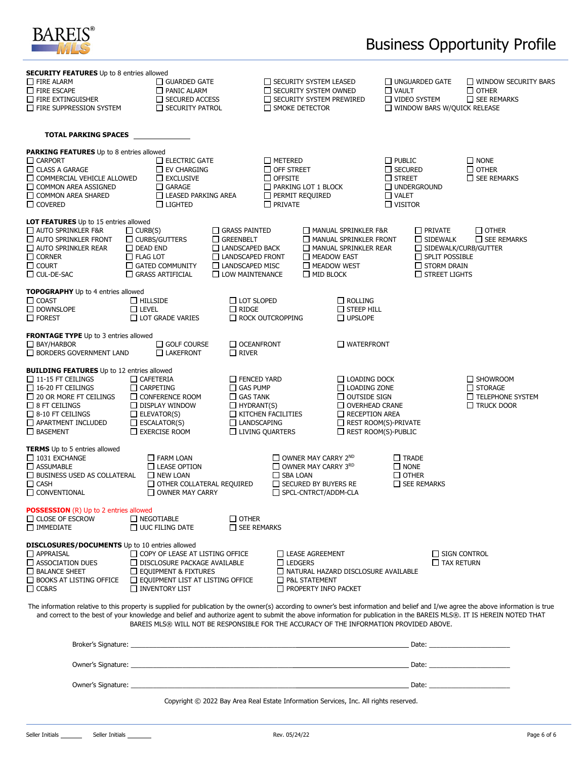BAREIS® MLS

# Business Opportunity Profile

**SECURITY FEATURES** Up to 8 entries allowed

- ☐ FIRE ALARM
- ☐ FIRE ESCAPE
- ☐ FIRE EXTINGUISHER
- ☐ FIRE SUPPRESSION SYSTEM
- ☐ GUARDED GATE
- ☐ PANIC ALARM
- ☐ SECURED ACCESS
- ☐ SECURITY PATROL
- ☐ SECURITY SYSTEM LEASED
- ☐ SECURITY SYSTEM OWNED
- ☐ SECURITY SYSTEM PREWIRED
- ☐ SMOKE DETECTOR
- ☐ UNGUARDED GATE
- ☐ VAULT
- ☐ VIDEO SYSTEM
- ☐ WINDOW BARS W/QUICK RELEASE
- ☐ WINDOW SECURITY BARS
- ☐ OTHER
- ☐ SEE REMARKS

**TOTAL PARKING SPACES** __________

**PARKING FEATURES** Up to 8 entries allowed

- ☐ CARPORT
- ☐ CLASS A GARAGE
- ☐ COMMERCIAL VEHICLE ALLOWED
- ☐ COMMON AREA ASSIGNED
- ☐ COMMON AREA SHARED
- ☐ COVERED
- ☐ ELECTRIC GATE
- ☐ EV CHARGING
- ☐ EXCLUSIVE
- ☐ GARAGE
- ☐ LEASED PARKING AREA
- ☐ LIGHTED
- ☐ METERED
- ☐ OFF STREET
- ☐ OFFSITE
- ☐ PARKING LOT 1 BLOCK
- ☐ PERMIT REQUIRED
- ☐ PRIVATE
- ☐ PUBLIC
- ☐ SECURED
- ☐ STREET
- ☐ UNDERGROUND
- ☐ VALET
- ☐ VISITOR
- ☐ NONE
- ☐ OTHER
- ☐ SEE REMARKS

**LOT FEATURES** Up to 15 entries allowed

- ☐ AUTO SPRINKLER F&R
- ☐ AUTO SPRINKLER FRONT
- ☐ AUTO SPRINKLER REAR
- ☐ CORNER
- ☐ COURT
- ☐ CUL-DE-SAC
- ☐ CURB(S)
- ☐ CURBS/GUTTERS
- ☐ DEAD END
- ☐ FLAG LOT
- ☐ GATED COMMUNITY
- ☐ GRASS ARTIFICIAL
- ☐ GRASS PAINTED
- ☐ GREENBELT
- ☐ LANDSCAPED BACK
- ☐ LANDSCAPED FRONT
- ☐ LANDSCAPED MISC
- ☐ LOW MAINTENANCE
- ☐ MANUAL SPRINKLER F&R
- ☐ MANUAL SPRINKLER FRONT
- ☐ MANUAL SPRINKLER REAR
- ☐ MEADOW EAST
- ☐ MEADOW WEST
- ☐ MID BLOCK
- ☐ PRIVATE
- ☐ SIDEWALK
- ☐ SIDEWALK/CURB/GUTTER
- ☐ SPLIT POSSIBLE
- ☐ STORM DRAIN
- ☐ STREET LIGHTS
- ☐ OTHER
- ☐ SEE REMARKS

**TOPOGRAPHY** Up to 4 entries allowed

- ☐ COAST
- ☐ DOWNSLOPE
- ☐ FOREST
- ☐ HILLSIDE
- ☐ LEVEL
- ☐ LOT GRADE VARIES
- ☐ LOT SLOPED
- ☐ RIDGE
- ☐ ROCK OUTCROPPING
- ☐ ROLLING
- ☐ STEEP HILL
- ☐ UPSLOPE

**FRONTAGE TYPE** Up to 3 entries allowed

- ☐ BAY/HARBOR
- ☐ BORDERS GOVERNMENT LAND
- ☐ GOLF COURSE
- ☐ LAKEFRONT
- ☐ OCEANFRONT
- ☐ RIVER
- ☐ WATERFRONT

**BUILDING FEATURES** Up to 12 entries allowed

- ☐ 11-15 FT CEILINGS
- ☐ 16-20 FT CEILINGS
- ☐ 20 OR MORE FT CEILINGS
- ☐ 8 FT CEILINGS
- ☐ 8-10 FT CEILINGS
- ☐ APARTMENT INCLUDED
- ☐ BASEMENT
- ☐ CAFETERIA
- ☐ CARPETING
- ☐ CONFERENCE ROOM
- ☐ DISPLAY WINDOW
- ☐ ELEVATOR(S)
- ☐ ESCALATOR(S)
- ☐ EXERCISE ROOM
- ☐ FENCED YARD
- ☐ GAS PUMP
- ☐ GAS TANK
- ☐ HYDRANT(S)
- ☐ KITCHEN FACILITIES
- ☐ LANDSCAPING
- ☐ LIVING QUARTERS
- ☐ LOADING DOCK
- ☐ LOADING ZONE
- ☐ OUTSIDE SIGN
- ☐ OVERHEAD CRANE
- ☐ RECEPTION AREA
- ☐ REST ROOM(S)-PRIVATE
- ☐ REST ROOM(S)-PUBLIC
- ☐ SHOWROOM
- ☐ STORAGE
- ☐ TELEPHONE SYSTEM
- ☐ TRUCK DOOR

**TERMS** Up to 5 entries allowed

- ☐ 1031 EXCHANGE
- ☐ ASSUMABLE
- ☐ BUSINESS USED AS COLLATERAL
- ☐ CASH
- ☐ CONVENTIONAL
- ☐ FARM LOAN
- ☐ LEASE OPTION
- ☐ NEW LOAN
- ☐ OTHER COLLATERAL REQUIRED
- ☐ OWNER MAY CARRY
- ☐ OWNER MAY CARRY 2ND
- ☐ OWNER MAY CARRY 3RD
- ☐ SBA LOAN
- ☐ SECURED BY BUYERS RE
- ☐ SPCL-CNTRCT/ADDM-CLA
- ☐ TRADE
- ☐ NONE
- ☐ OTHER
- ☐ SEE REMARKS

**POSSESSION** (R) Up to 2 entries allowed

- ☐ CLOSE OF ESCROW
- ☐ IMMEDIATE
- ☐ NEGOTIABLE
- ☐ UUC FILING DATE
- ☐ OTHER
- ☐ SEE REMARKS

**DISCLOSURES/DOCUMENTS** Up to 10 entries allowed

- ☐ APPRAISAL
- ☐ ASSOCIATION DUES
- ☐ BALANCE SHEET
- ☐ BOOKS AT LISTING OFFICE
- ☐ CC&RS
- ☐ COPY OF LEASE AT LISTING OFFICE
- ☐ DISCLOSURE PACKAGE AVAILABLE
- ☐ EQUIPMENT & FIXTURES
- ☐ EQUIPMENT LIST AT LISTING OFFICE
- ☐ INVENTORY LIST
- ☐ LEASE AGREEMENT
- ☐ LEDGERS
- ☐ NATURAL HAZARD DISCLOSURE AVAILABLE
- ☐ P&L STATEMENT
- ☐ PROPERTY INFO PACKET
- ☐ SIGN CONTROL
- ☐ TAX RETURN

The information relative to this property is supplied for publication by the owner(s) according to owner's best information and belief and I/we agree the above information is true and correct to the best of your knowledge and belief and authorize agent to submit the above information for publication in the BAREIS MLS®. IT IS HEREIN NOTED THAT BAREIS MLS® WILL NOT BE RESPONSIBLE FOR THE ACCURACY OF THE INFORMATION PROVIDED ABOVE.

Broker's Signature: ______________________________ Date: ______________

Owner's Signature: ______________________________ Date: ______________

Owner's Signature: ______________________________ Date: ______________

Copyright © 2022 Bay Area Real Estate Information Services, Inc. All rights reserved.

Seller Initials ______ Seller Initials ______

Rev. 05/24/22